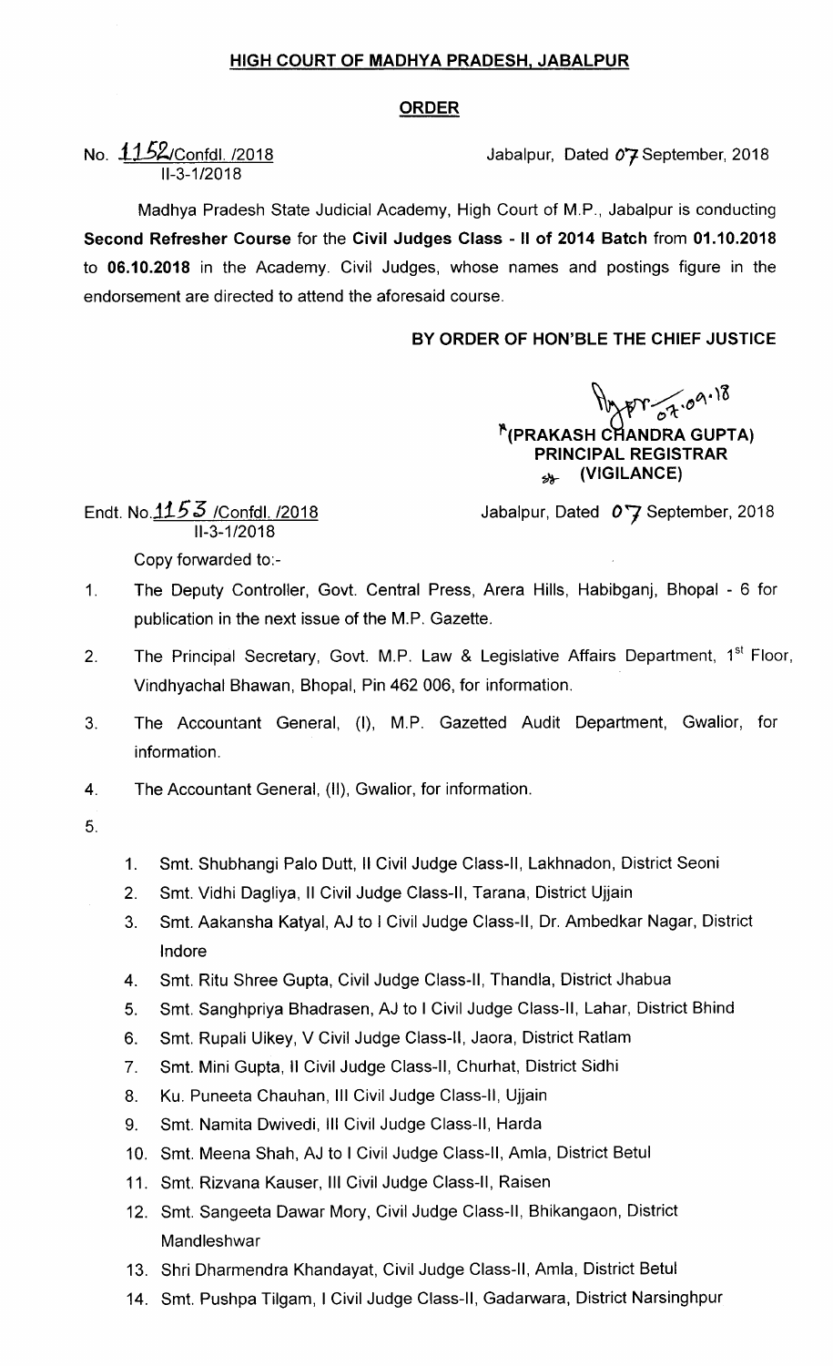**HIGH COURT OF MADHYA PRADESH, JABALPUR**

**ORDER**

No. 1152/Confdl. /2018
II-3-1/2018

Jabalpur, Dated 07 September, 2018

Madhya Pradesh State Judicial Academy, High Court of M.P., Jabalpur is conducting **Second Refresher Course** for the **Civil Judges Class - II of 2014 Batch** from **01.10.2018** to **06.10.2018** in the Academy. Civil Judges, whose names and postings figure in the endorsement are directed to attend the aforesaid course.

**BY ORDER OF HON'BLE THE CHIEF JUSTICE**

07.09.18

**(PRAKASH CHANDRA GUPTA)**
**PRINCIPAL REGISTRAR**
**(VIGILANCE)**

Endt. No.1153 /Confdl. /2018
II-3-1/2018

Jabalpur, Dated 07 September, 2018

Copy forwarded to:-

1. The Deputy Controller, Govt. Central Press, Arera Hills, Habibganj, Bhopal - 6 for publication in the next issue of the M.P. Gazette.
2. The Principal Secretary, Govt. M.P. Law & Legislative Affairs Department, 1st Floor, Vindhyachal Bhawan, Bhopal, Pin 462 006, for information.
3. The Accountant General, (I), M.P. Gazetted Audit Department, Gwalior, for information.
4. The Accountant General, (II), Gwalior, for information.
5.
    1. Smt. Shubhangi Palo Dutt, II Civil Judge Class-II, Lakhnadon, District Seoni
    2. Smt. Vidhi Dagliya, II Civil Judge Class-II, Tarana, District Ujjain
    3. Smt. Aakansha Katyal, AJ to I Civil Judge Class-II, Dr. Ambedkar Nagar, District Indore
    4. Smt. Ritu Shree Gupta, Civil Judge Class-II, Thandla, District Jhabua
    5. Smt. Sanghpriya Bhadrasen, AJ to I Civil Judge Class-II, Lahar, District Bhind
    6. Smt. Rupali Uikey, V Civil Judge Class-II, Jaora, District Ratlam
    7. Smt. Mini Gupta, II Civil Judge Class-II, Churhat, District Sidhi
    8. Ku. Puneeta Chauhan, III Civil Judge Class-II, Ujjain
    9. Smt. Namita Dwivedi, III Civil Judge Class-II, Harda
    10. Smt. Meena Shah, AJ to I Civil Judge Class-II, Amla, District Betul
    11. Smt. Rizvana Kauser, III Civil Judge Class-II, Raisen
    12. Smt. Sangeeta Dawar Mory, Civil Judge Class-II, Bhikangaon, District Mandleshwar
    13. Shri Dharmendra Khandayat, Civil Judge Class-II, Amla, District Betul
    14. Smt. Pushpa Tilgam, I Civil Judge Class-II, Gadarwara, District Narsinghpur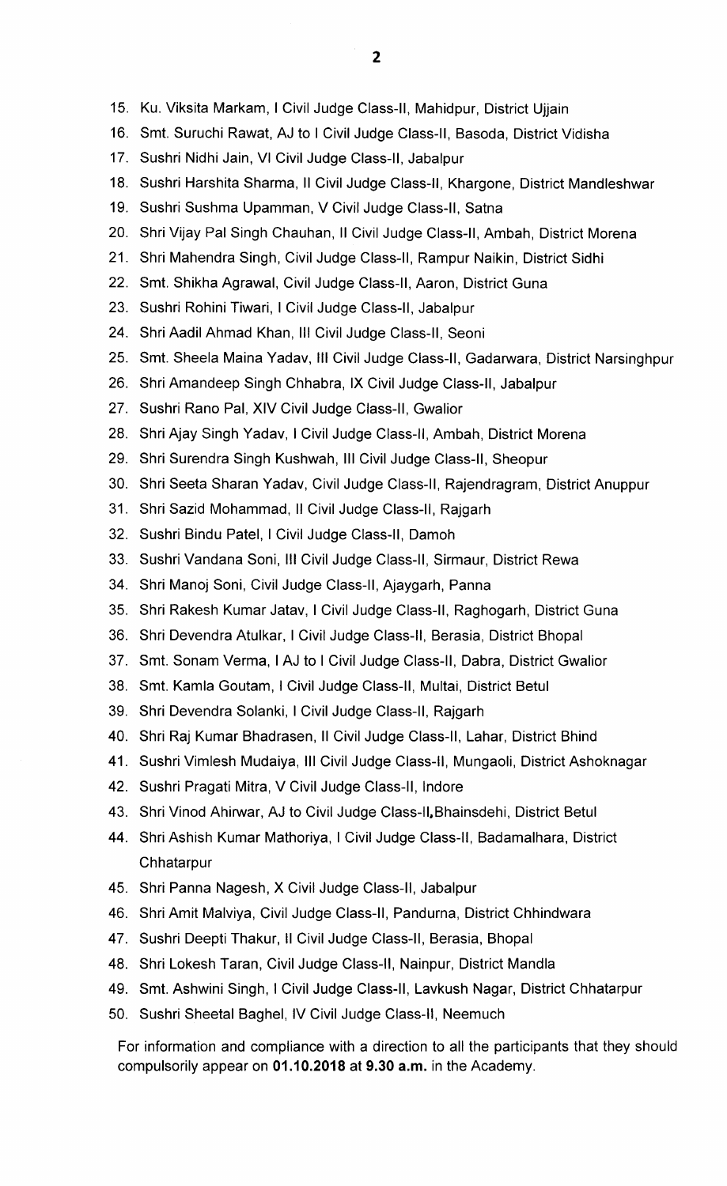15. Ku. Viksita Markam, I Civil Judge Class-II, Mahidpur, District Ujjain
16. Smt. Suruchi Rawat, AJ to I Civil Judge Class-II, Basoda, District Vidisha
17. Sushri Nidhi Jain, VI Civil Judge Class-II, Jabalpur
18. Sushri Harshita Sharma, II Civil Judge Class-II, Khargone, District Mandleshwar
19. Sushri Sushma Upamman, V Civil Judge Class-II, Satna
20. Shri Vijay Pal Singh Chauhan, II Civil Judge Class-II, Ambah, District Morena
21. Shri Mahendra Singh, Civil Judge Class-II, Rampur Naikin, District Sidhi
22. Smt. Shikha Agrawal, Civil Judge Class-II, Aaron, District Guna
23. Sushri Rohini Tiwari, I Civil Judge Class-II, Jabalpur
24. Shri Aadil Ahmad Khan, III Civil Judge Class-II, Seoni
25. Smt. Sheela Maina Yadav, III Civil Judge Class-II, Gadarwara, District Narsinghpur
26. Shri Amandeep Singh Chhabra, IX Civil Judge Class-II, Jabalpur
27. Sushri Rano Pal, XIV Civil Judge Class-II, Gwalior
28. Shri Ajay Singh Yadav, I Civil Judge Class-II, Ambah, District Morena
29. Shri Surendra Singh Kushwah, III Civil Judge Class-II, Sheopur
30. Shri Seeta Sharan Yadav, Civil Judge Class-II, Rajendragram, District Anuppur
31. Shri Sazid Mohammad, II Civil Judge Class-II, Rajgarh
32. Sushri Bindu Patel, I Civil Judge Class-II, Damoh
33. Sushri Vandana Soni, III Civil Judge Class-II, Sirmaur, District Rewa
34. Shri Manoj Soni, Civil Judge Class-II, Ajaygarh, Panna
35. Shri Rakesh Kumar Jatav, I Civil Judge Class-II, Raghogarh, District Guna
36. Shri Devendra Atulkar, I Civil Judge Class-II, Berasia, District Bhopal
37. Smt. Sonam Verma, I AJ to I Civil Judge Class-II, Dabra, District Gwalior
38. Smt. Kamla Goutam, I Civil Judge Class-II, Multai, District Betul
39. Shri Devendra Solanki, I Civil Judge Class-II, Rajgarh
40. Shri Raj Kumar Bhadrasen, II Civil Judge Class-II, Lahar, District Bhind
41. Sushri Vimlesh Mudaiya, III Civil Judge Class-II, Mungaoli, District Ashoknagar
42. Sushri Pragati Mitra, V Civil Judge Class-II, Indore
43. Shri Vinod Ahirwar, AJ to Civil Judge Class-II,Bhainsdehi, District Betul
44. Shri Ashish Kumar Mathoriya, I Civil Judge Class-II, Badamalhara, District Chhatarpur
45. Shri Panna Nagesh, X Civil Judge Class-II, Jabalpur
46. Shri Amit Malviya, Civil Judge Class-II, Pandurna, District Chhindwara
47. Sushri Deepti Thakur, II Civil Judge Class-II, Berasia, Bhopal
48. Shri Lokesh Taran, Civil Judge Class-II, Nainpur, District Mandla
49. Smt. Ashwini Singh, I Civil Judge Class-II, Lavkush Nagar, District Chhatarpur
50. Sushri Sheetal Baghel, IV Civil Judge Class-II, Neemuch

For information and compliance with a direction to all the participants that they should compulsorily appear on **01.10.2018 at 9.30 a.m.** in the Academy.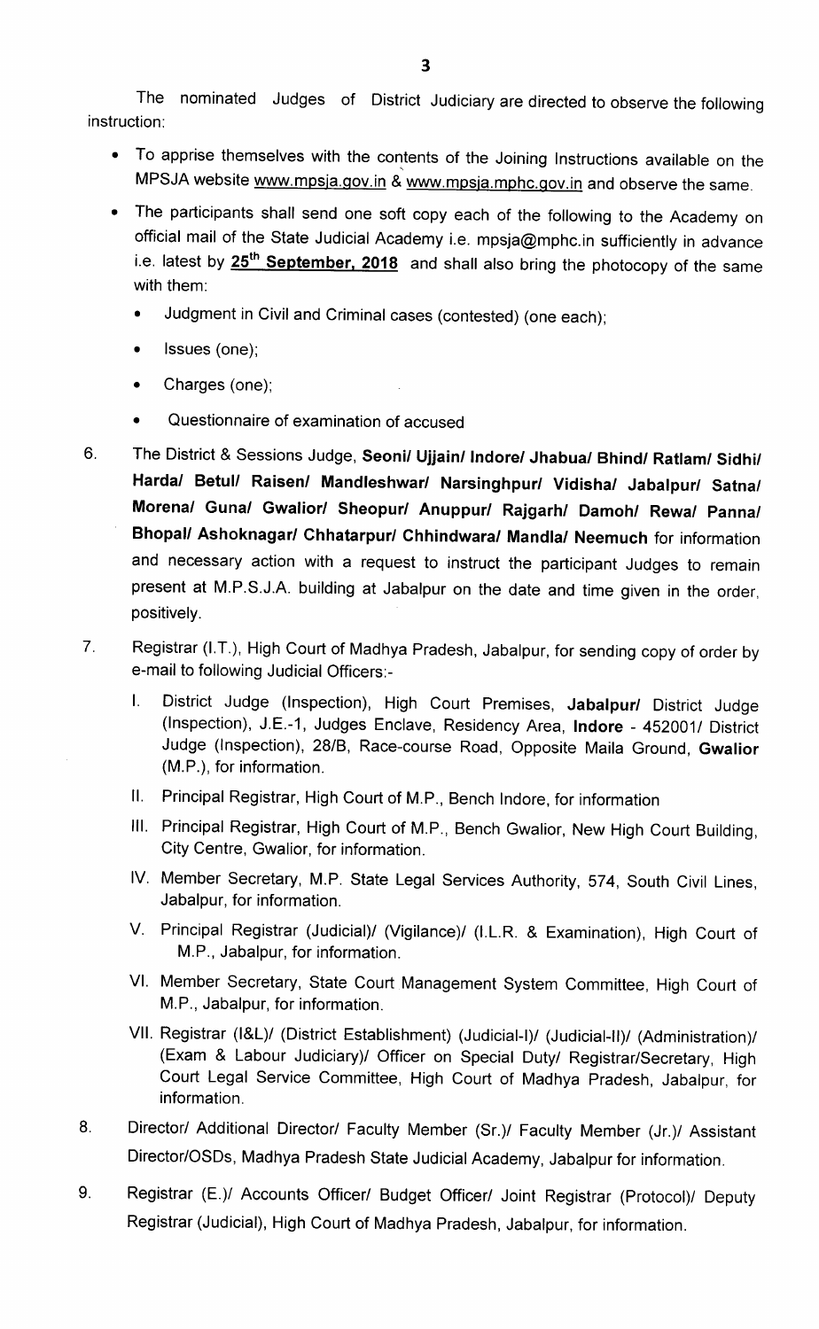The nominated Judges of District Judiciary are directed to observe the following instruction:

- To apprise themselves with the contents of the Joining Instructions available on the MPSJA website www.mpsja.gov.in & www.mpsja.mphc.gov.in and observe the same.
- The participants shall send one soft copy each of the following to the Academy on official mail of the State Judicial Academy i.e. mpsja@mphc.in sufficiently in advance i.e. latest by **25th September, 2018** and shall also bring the photocopy of the same with them:
  - Judgment in Civil and Criminal cases (contested) (one each);
  - Issues (one);
  - Charges (one);
  - Questionnaire of examination of accused

6. The District & Sessions Judge, **Seoni/ Ujjain/ Indore/ Jhabua/ Bhind/ Ratlam/ Sidhi/ Harda/ Betul/ Raisen/ Mandleshwar/ Narsinghpur/ Vidisha/ Jabalpur/ Satna/ Morena/ Guna/ Gwalior/ Sheopur/ Anuppur/ Rajgarh/ Damoh/ Rewa/ Panna/ Bhopal/ Ashoknagar/ Chhatarpur/ Chhindwara/ Mandla/ Neemuch** for information and necessary action with a request to instruct the participant Judges to remain present at M.P.S.J.A. building at Jabalpur on the date and time given in the order, positively.

7. Registrar (I.T.), High Court of Madhya Pradesh, Jabalpur, for sending copy of order by e-mail to following Judicial Officers:-

   I. District Judge (Inspection), High Court Premises, **Jabalpur/** District Judge (Inspection), J.E.-1, Judges Enclave, Residency Area, **Indore** - 452001/ District Judge (Inspection), 28/B, Race-course Road, Opposite Maila Ground, **Gwalior** (M.P.), for information.

   II. Principal Registrar, High Court of M.P., Bench Indore, for information

   III. Principal Registrar, High Court of M.P., Bench Gwalior, New High Court Building, City Centre, Gwalior, for information.

   IV. Member Secretary, M.P. State Legal Services Authority, 574, South Civil Lines, Jabalpur, for information.

   V. Principal Registrar (Judicial)/ (Vigilance)/ (I.L.R. & Examination), High Court of M.P., Jabalpur, for information.

   VI. Member Secretary, State Court Management System Committee, High Court of M.P., Jabalpur, for information.

   VII. Registrar (I&L)/ (District Establishment) (Judicial-I)/ (Judicial-II)/ (Administration)/ (Exam & Labour Judiciary)/ Officer on Special Duty/ Registrar/Secretary, High Court Legal Service Committee, High Court of Madhya Pradesh, Jabalpur, for information.

8. Director/ Additional Director/ Faculty Member (Sr.)/ Faculty Member (Jr.)/ Assistant Director/OSDs, Madhya Pradesh State Judicial Academy, Jabalpur for information.

9. Registrar (E.)/ Accounts Officer/ Budget Officer/ Joint Registrar (Protocol)/ Deputy Registrar (Judicial), High Court of Madhya Pradesh, Jabalpur, for information.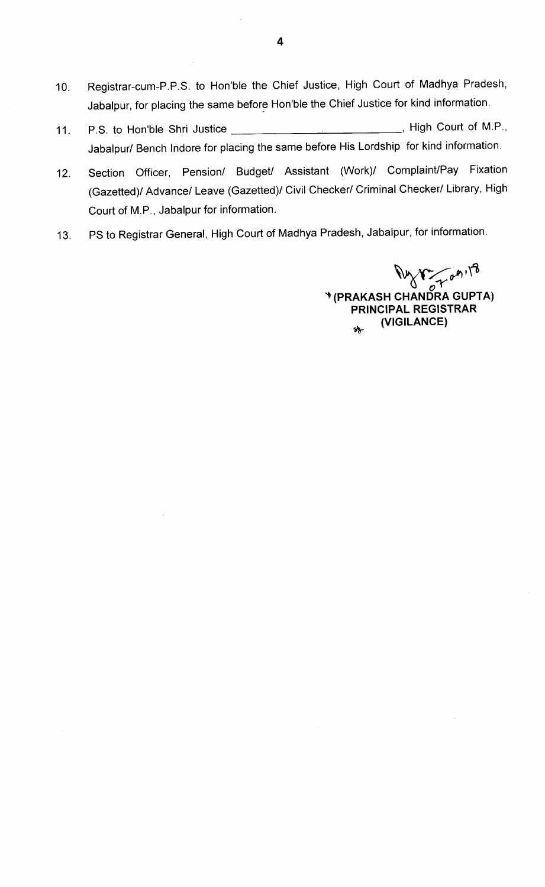10. Registrar-cum-P.P.S. to Hon'ble the Chief Justice, High Court of Madhya Pradesh, Jabalpur, for placing the same before Hon'ble the Chief Justice for kind information.

11. P.S. to Hon'ble Shri Justice ______________________________, High Court of M.P., Jabalpur/ Bench Indore for placing the same before His Lordship for kind information.

12. Section Officer, Pension/ Budget/ Assistant (Work)/ Complaint/Pay Fixation (Gazetted)/ Advance/ Leave (Gazetted)/ Civil Checker/ Criminal Checker/ Library, High Court of M.P., Jabalpur for information.

13. PS to Registrar General, High Court of Madhya Pradesh, Jabalpur, for information.

07.09.18

**(PRAKASH CHANDRA GUPTA)**
**PRINCIPAL REGISTRAR**
**(VIGILANCE)**